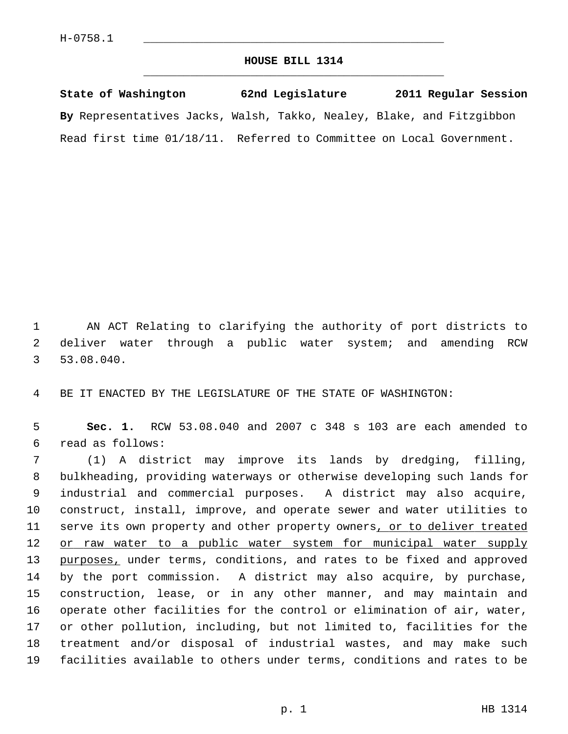H-0758.1

# HOUSE BILL 1314

**State of Washington 62nd Legislature 2011 Regular Session**

**By** Representatives Jacks, Walsh, Takko, Nealey, Blake, and Fitzgibbon

Read first time 01/18/11. Referred to Committee on Local Government.

AN ACT Relating to clarifying the authority of port districts to deliver water through a public water system; and amending RCW 53.08.040.

BE IT ENACTED BY THE LEGISLATURE OF THE STATE OF WASHINGTON:

**Sec. 1.** RCW 53.08.040 and 2007 c 348 s 103 are each amended to read as follows:

(1) A district may improve its lands by dredging, filling, bulkheading, providing waterways or otherwise developing such lands for industrial and commercial purposes. A district may also acquire, construct, install, improve, and operate sewer and water utilities to serve its own property and other property owners<u>, or to deliver treated or raw water to a public water system for municipal water supply purposes,</u> under terms, conditions, and rates to be fixed and approved by the port commission. A district may also acquire, by purchase, construction, lease, or in any other manner, and may maintain and operate other facilities for the control or elimination of air, water, or other pollution, including, but not limited to, facilities for the treatment and/or disposal of industrial wastes, and may make such facilities available to others under terms, conditions and rates to be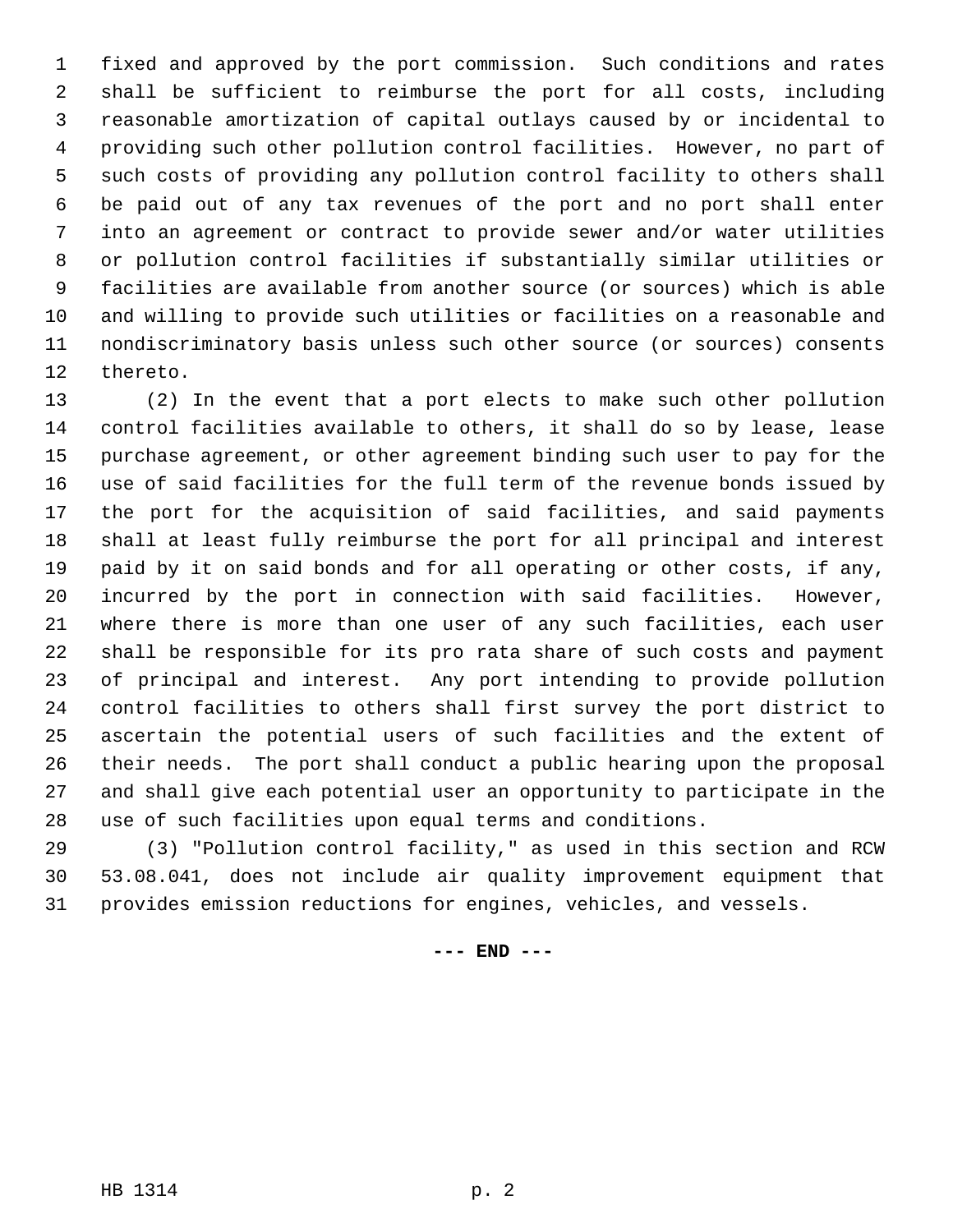fixed and approved by the port commission. Such conditions and rates shall be sufficient to reimburse the port for all costs, including reasonable amortization of capital outlays caused by or incidental to providing such other pollution control facilities. However, no part of such costs of providing any pollution control facility to others shall be paid out of any tax revenues of the port and no port shall enter into an agreement or contract to provide sewer and/or water utilities or pollution control facilities if substantially similar utilities or facilities are available from another source (or sources) which is able and willing to provide such utilities or facilities on a reasonable and nondiscriminatory basis unless such other source (or sources) consents thereto.

(2) In the event that a port elects to make such other pollution control facilities available to others, it shall do so by lease, lease purchase agreement, or other agreement binding such user to pay for the use of said facilities for the full term of the revenue bonds issued by the port for the acquisition of said facilities, and said payments shall at least fully reimburse the port for all principal and interest paid by it on said bonds and for all operating or other costs, if any, incurred by the port in connection with said facilities. However, where there is more than one user of any such facilities, each user shall be responsible for its pro rata share of such costs and payment of principal and interest. Any port intending to provide pollution control facilities to others shall first survey the port district to ascertain the potential users of such facilities and the extent of their needs. The port shall conduct a public hearing upon the proposal and shall give each potential user an opportunity to participate in the use of such facilities upon equal terms and conditions.

(3) "Pollution control facility," as used in this section and RCW 53.08.041, does not include air quality improvement equipment that provides emission reductions for engines, vehicles, and vessels.

**--- END ---**